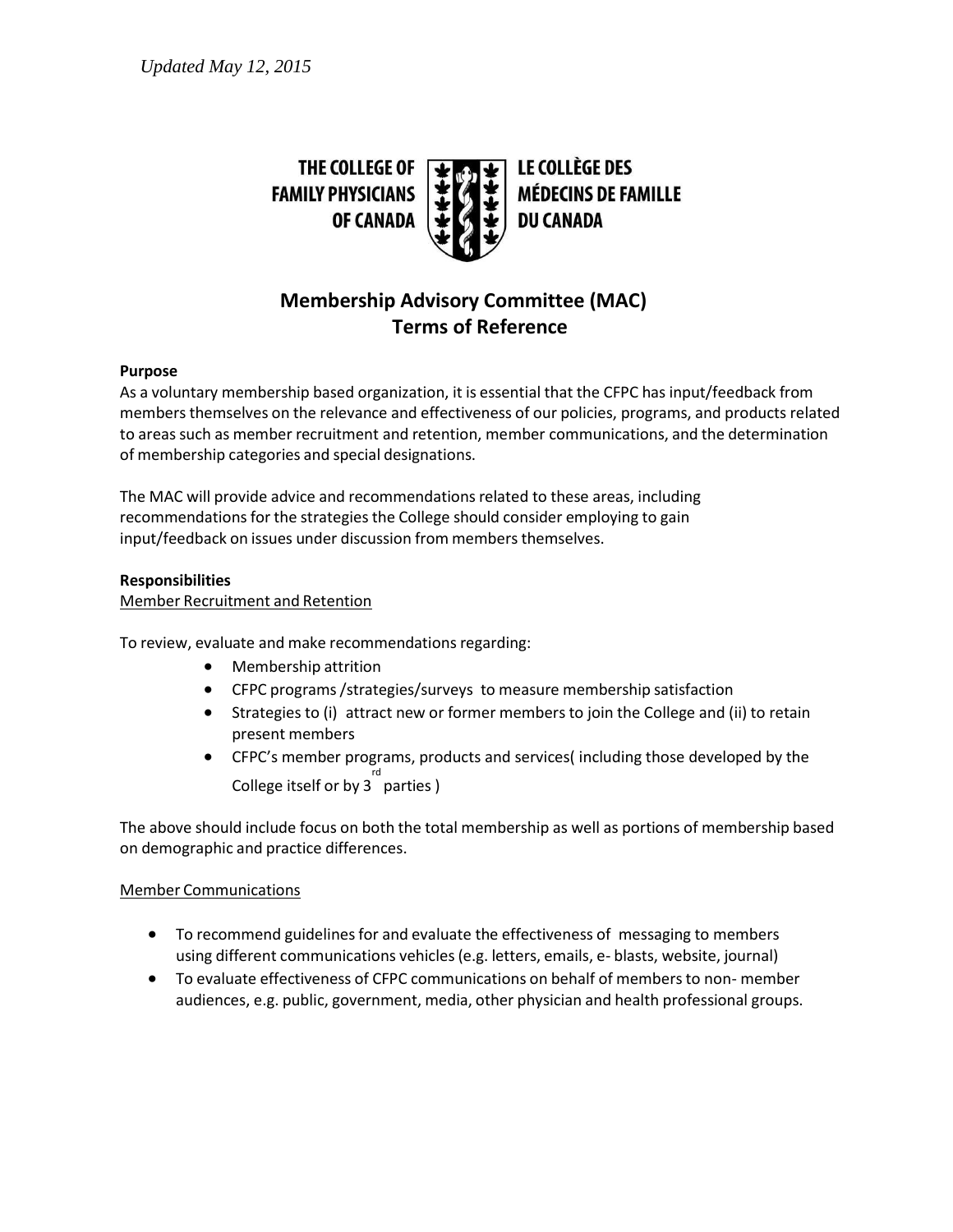*Updated May 12, 2015*

THE COLLEGE OF FAMILY PHYSICIANS OF CANADA | LE COLLÈGE DES MÉDECINS DE FAMILLE DU CANADA

# Membership Advisory Committee (MAC) Terms of Reference

**Purpose**

As a voluntary membership based organization, it is essential that the CFPC has input/feedback from members themselves on the relevance and effectiveness of our policies, programs, and products related to areas such as member recruitment and retention, member communications, and the determination of membership categories and special designations.

The MAC will provide advice and recommendations related to these areas, including recommendations for the strategies the College should consider employing to gain input/feedback on issues under discussion from members themselves.

**Responsibilities**

Member Recruitment and Retention

To review, evaluate and make recommendations regarding:

- Membership attrition
- CFPC programs /strategies/surveys to measure membership satisfaction
- Strategies to (i) attract new or former members to join the College and (ii) to retain present members
- CFPC's member programs, products and services( including those developed by the College itself or by 3rd parties )

The above should include focus on both the total membership as well as portions of membership based on demographic and practice differences.

Member Communications

- To recommend guidelines for and evaluate the effectiveness of messaging to members using different communications vehicles (e.g. letters, emails, e- blasts, website, journal)
- To evaluate effectiveness of CFPC communications on behalf of members to non- member audiences, e.g. public, government, media, other physician and health professional groups.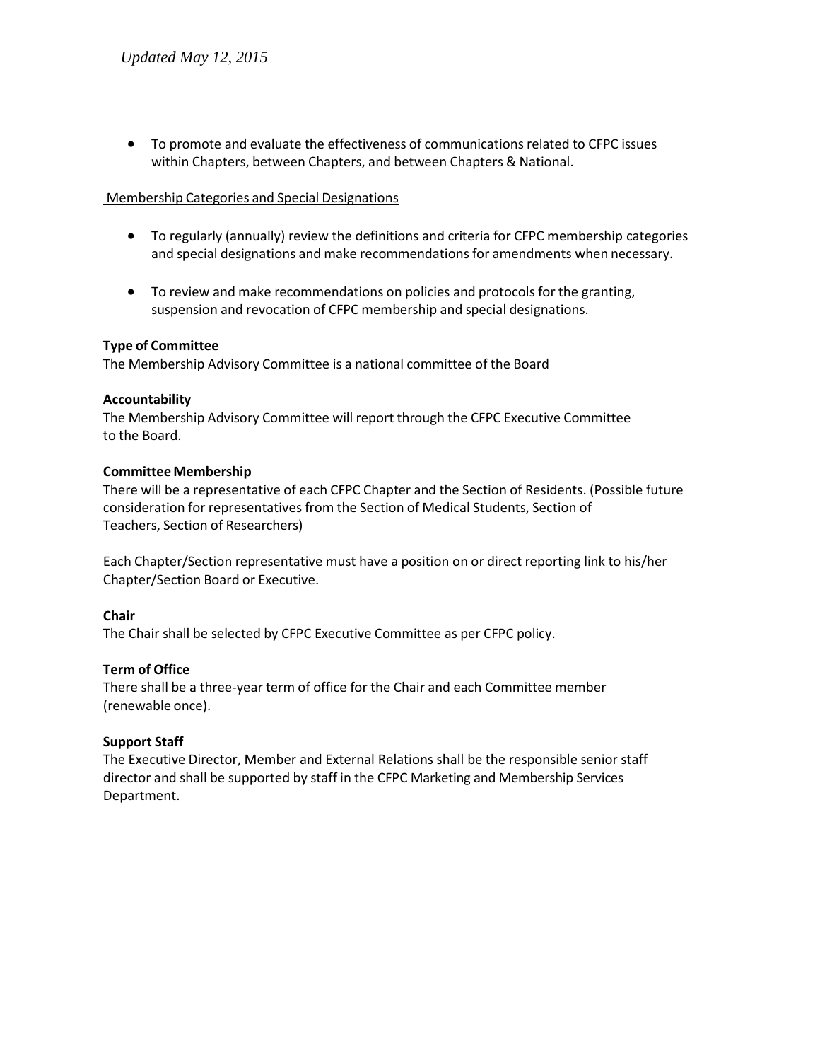- To promote and evaluate the effectiveness of communications related to CFPC issues within Chapters, between Chapters, and between Chapters & National.

Membership Categories and Special Designations

- To regularly (annually) review the definitions and criteria for CFPC membership categories and special designations and make recommendations for amendments when necessary.

- To review and make recommendations on policies and protocols for the granting, suspension and revocation of CFPC membership and special designations.

**Type of Committee**

The Membership Advisory Committee is a national committee of the Board

**Accountability**

The Membership Advisory Committee will report through the CFPC Executive Committee to the Board.

**Committee Membership**

There will be a representative of each CFPC Chapter and the Section of Residents. (Possible future consideration for representatives from the Section of Medical Students, Section of Teachers, Section of Researchers)

Each Chapter/Section representative must have a position on or direct reporting link to his/her Chapter/Section Board or Executive.

**Chair**

The Chair shall be selected by CFPC Executive Committee as per CFPC policy.

**Term of Office**

There shall be a three-year term of office for the Chair and each Committee member (renewable once).

**Support Staff**

The Executive Director, Member and External Relations shall be the responsible senior staff director and shall be supported by staff in the CFPC Marketing and Membership Services Department.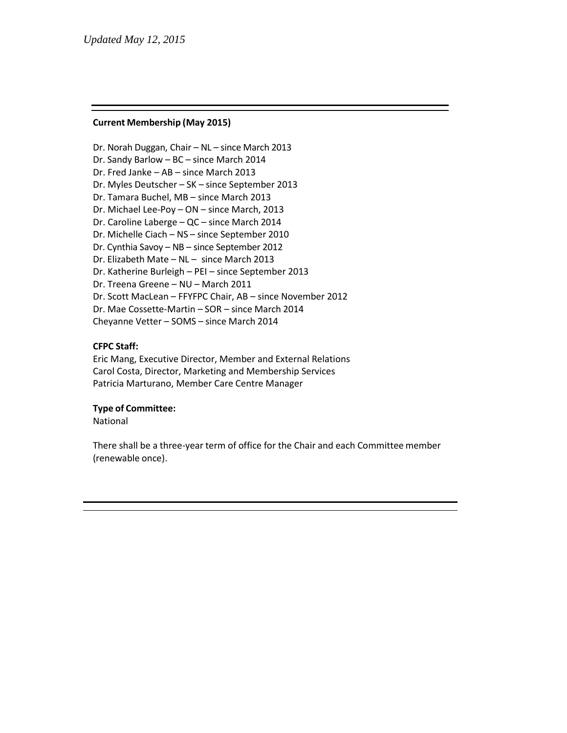*Updated May 12, 2015*

**Current Membership (May 2015)**

Dr. Norah Duggan, Chair – NL – since March 2013
Dr. Sandy Barlow – BC – since March 2014
Dr. Fred Janke – AB – since March 2013
Dr. Myles Deutscher – SK – since September 2013
Dr. Tamara Buchel, MB – since March 2013
Dr. Michael Lee-Poy – ON – since March, 2013
Dr. Caroline Laberge – QC – since March 2014
Dr. Michelle Ciach – NS – since September 2010
Dr. Cynthia Savoy – NB – since September 2012
Dr. Elizabeth Mate – NL – since March 2013
Dr. Katherine Burleigh – PEI – since September 2013
Dr. Treena Greene – NU – March 2011
Dr. Scott MacLean – FFYFPC Chair, AB – since November 2012
Dr. Mae Cossette-Martin – SOR – since March 2014
Cheyanne Vetter – SOMS – since March 2014

**CFPC Staff:**

Eric Mang, Executive Director, Member and External Relations
Carol Costa, Director, Marketing and Membership Services
Patricia Marturano, Member Care Centre Manager

**Type of Committee:**
National

There shall be a three-year term of office for the Chair and each Committee member (renewable once).